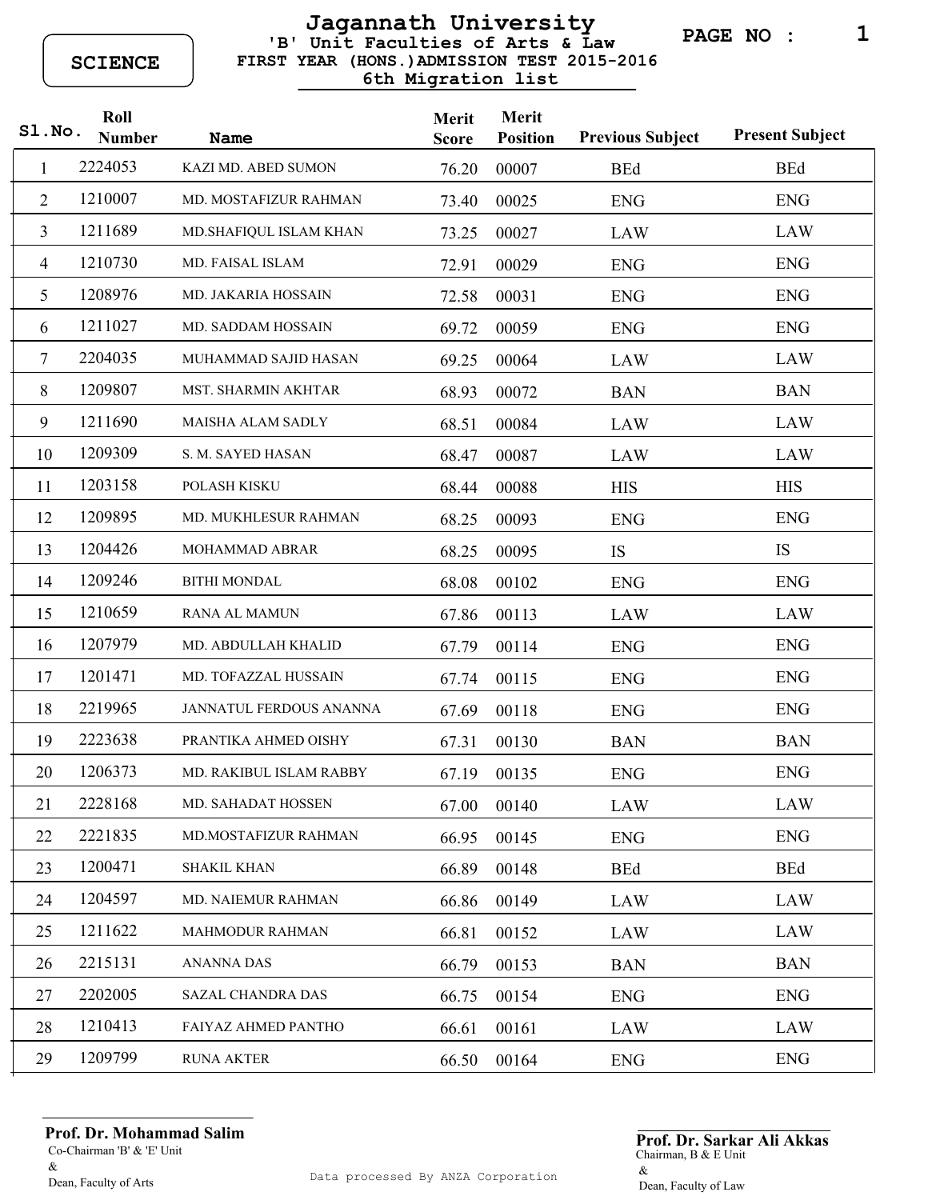**SCIENCE**

# Jagannath University

## 'B' Unit Faculties of Arts & Law

### FIRST YEAR (HONS.)ADMISSION TEST 2015-2016

### 6th Migration list

| Sl.No. | Roll Number | Name | Merit Score | Merit Position | Previous Subject | Present Subject |
|---|---|---|---|---|---|---|
| 1 | 2224053 | KAZI MD. ABED SUMON | 76.20 | 00007 | BEd | BEd |
| 2 | 1210007 | MD. MOSTAFIZUR RAHMAN | 73.40 | 00025 | ENG | ENG |
| 3 | 1211689 | MD.SHAFIQUL ISLAM KHAN | 73.25 | 00027 | LAW | LAW |
| 4 | 1210730 | MD. FAISAL ISLAM | 72.91 | 00029 | ENG | ENG |
| 5 | 1208976 | MD. JAKARIA HOSSAIN | 72.58 | 00031 | ENG | ENG |
| 6 | 1211027 | MD. SADDAM HOSSAIN | 69.72 | 00059 | ENG | ENG |
| 7 | 2204035 | MUHAMMAD SAJID HASAN | 69.25 | 00064 | LAW | LAW |
| 8 | 1209807 | MST. SHARMIN AKHTAR | 68.93 | 00072 | BAN | BAN |
| 9 | 1211690 | MAISHA ALAM SADLY | 68.51 | 00084 | LAW | LAW |
| 10 | 1209309 | S. M. SAYED HASAN | 68.47 | 00087 | LAW | LAW |
| 11 | 1203158 | POLASH KISKU | 68.44 | 00088 | HIS | HIS |
| 12 | 1209895 | MD. MUKHLESUR RAHMAN | 68.25 | 00093 | ENG | ENG |
| 13 | 1204426 | MOHAMMAD ABRAR | 68.25 | 00095 | IS | IS |
| 14 | 1209246 | BITHI MONDAL | 68.08 | 00102 | ENG | ENG |
| 15 | 1210659 | RANA AL MAMUN | 67.86 | 00113 | LAW | LAW |
| 16 | 1207979 | MD. ABDULLAH KHALID | 67.79 | 00114 | ENG | ENG |
| 17 | 1201471 | MD. TOFAZZAL HUSSAIN | 67.74 | 00115 | ENG | ENG |
| 18 | 2219965 | JANNATUL FERDOUS ANANNA | 67.69 | 00118 | ENG | ENG |
| 19 | 2223638 | PRANTIKA AHMED OISHY | 67.31 | 00130 | BAN | BAN |
| 20 | 1206373 | MD. RAKIBUL ISLAM RABBY | 67.19 | 00135 | ENG | ENG |
| 21 | 2228168 | MD. SAHADAT HOSSEN | 67.00 | 00140 | LAW | LAW |
| 22 | 2221835 | MD.MOSTAFIZUR RAHMAN | 66.95 | 00145 | ENG | ENG |
| 23 | 1200471 | SHAKIL KHAN | 66.89 | 00148 | BEd | BEd |
| 24 | 1204597 | MD. NAIEMUR RAHMAN | 66.86 | 00149 | LAW | LAW |
| 25 | 1211622 | MAHMODUR RAHMAN | 66.81 | 00152 | LAW | LAW |
| 26 | 2215131 | ANANNA DAS | 66.79 | 00153 | BAN | BAN |
| 27 | 2202005 | SAZAL CHANDRA DAS | 66.75 | 00154 | ENG | ENG |
| 28 | 1210413 | FAIYAZ AHMED PANTHO | 66.61 | 00161 | LAW | LAW |
| 29 | 1209799 | RUNA AKTER | 66.50 | 00164 | ENG | ENG |

**Prof. Dr. Mohammad Salim**
Co-Chairman 'B' & 'E' Unit
&
Dean, Faculty of Arts

Data processed By ANZA Corporation

**Prof. Dr. Sarkar Ali Akkas**
Chairman, B & E Unit
&
Dean, Faculty of Law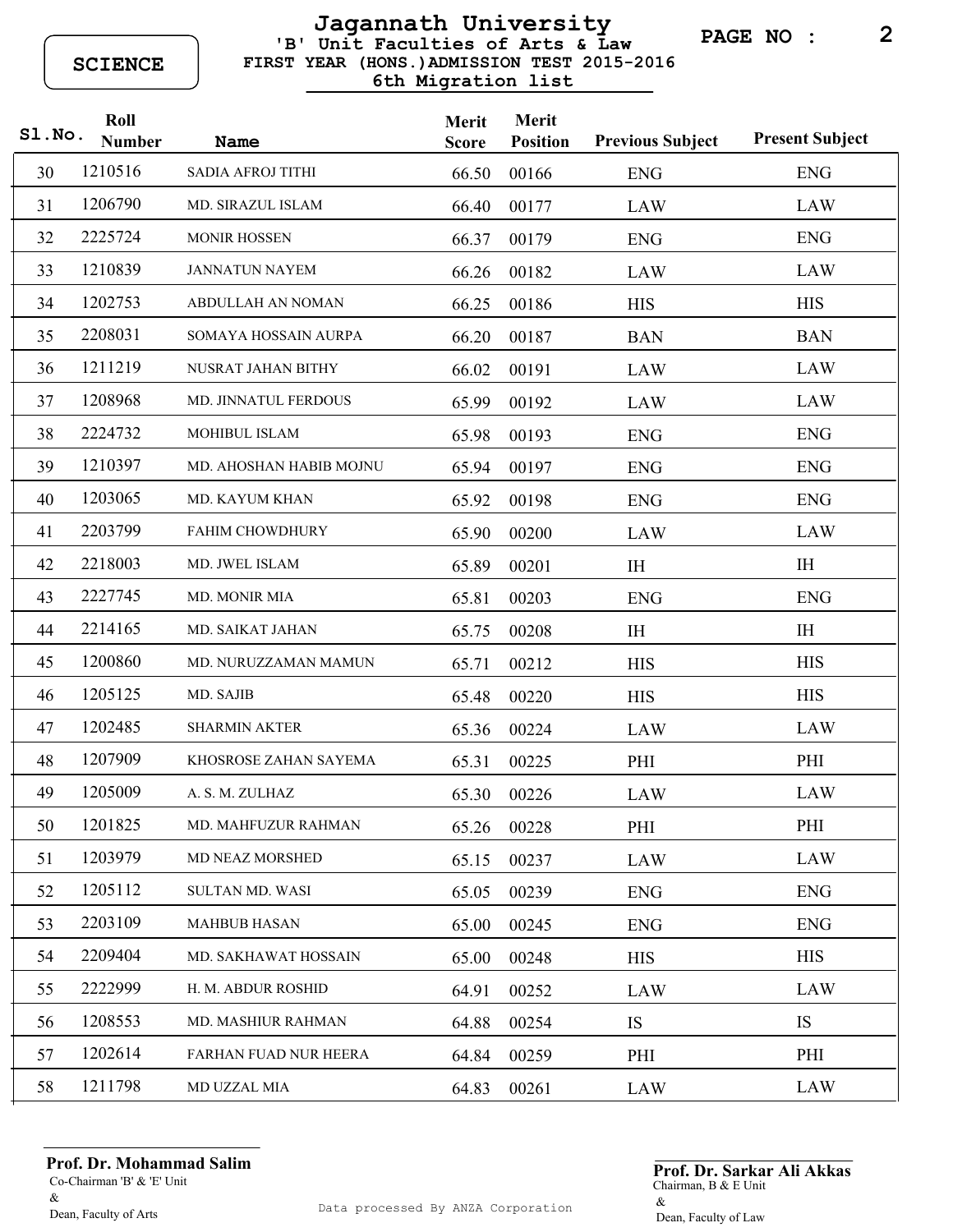SCIENCE

# Jagannath University

## 'B' Unit Faculties of Arts & Law
## FIRST YEAR (HONS.) ADMISSION TEST 2015-2016
## 6th Migration list

| Sl.No. | Roll Number | Name | Merit Score | Merit Position | Previous Subject | Present Subject |
|---|---|---|---|---|---|---|
| 30 | 1210516 | SADIA AFROJ TITHI | 66.50 | 00166 | ENG | ENG |
| 31 | 1206790 | MD. SIRAZUL ISLAM | 66.40 | 00177 | LAW | LAW |
| 32 | 2225724 | MONIR HOSSEN | 66.37 | 00179 | ENG | ENG |
| 33 | 1210839 | JANNATUN NAYEM | 66.26 | 00182 | LAW | LAW |
| 34 | 1202753 | ABDULLAH AN NOMAN | 66.25 | 00186 | HIS | HIS |
| 35 | 2208031 | SOMAYA HOSSAIN AURPA | 66.20 | 00187 | BAN | BAN |
| 36 | 1211219 | NUSRAT JAHAN BITHY | 66.02 | 00191 | LAW | LAW |
| 37 | 1208968 | MD. JINNATUL FERDOUS | 65.99 | 00192 | LAW | LAW |
| 38 | 2224732 | MOHIBUL ISLAM | 65.98 | 00193 | ENG | ENG |
| 39 | 1210397 | MD. AHOSHAN HABIB MOJNU | 65.94 | 00197 | ENG | ENG |
| 40 | 1203065 | MD. KAYUM KHAN | 65.92 | 00198 | ENG | ENG |
| 41 | 2203799 | FAHIM CHOWDHURY | 65.90 | 00200 | LAW | LAW |
| 42 | 2218003 | MD. JWEL ISLAM | 65.89 | 00201 | IH | IH |
| 43 | 2227745 | MD. MONIR MIA | 65.81 | 00203 | ENG | ENG |
| 44 | 2214165 | MD. SAIKAT JAHAN | 65.75 | 00208 | IH | IH |
| 45 | 1200860 | MD. NURUZZAMAN MAMUN | 65.71 | 00212 | HIS | HIS |
| 46 | 1205125 | MD. SAJIB | 65.48 | 00220 | HIS | HIS |
| 47 | 1202485 | SHARMIN AKTER | 65.36 | 00224 | LAW | LAW |
| 48 | 1207909 | KHOSROSE ZAHAN SAYEMA | 65.31 | 00225 | PHI | PHI |
| 49 | 1205009 | A. S. M. ZULHAZ | 65.30 | 00226 | LAW | LAW |
| 50 | 1201825 | MD. MAHFUZUR RAHMAN | 65.26 | 00228 | PHI | PHI |
| 51 | 1203979 | MD NEAZ MORSHED | 65.15 | 00237 | LAW | LAW |
| 52 | 1205112 | SULTAN MD. WASI | 65.05 | 00239 | ENG | ENG |
| 53 | 2203109 | MAHBUB HASAN | 65.00 | 00245 | ENG | ENG |
| 54 | 2209404 | MD. SAKHAWAT HOSSAIN | 65.00 | 00248 | HIS | HIS |
| 55 | 2222999 | H. M. ABDUR ROSHID | 64.91 | 00252 | LAW | LAW |
| 56 | 1208553 | MD. MASHIUR RAHMAN | 64.88 | 00254 | IS | IS |
| 57 | 1202614 | FARHAN FUAD NUR HEERA | 64.84 | 00259 | PHI | PHI |
| 58 | 1211798 | MD UZZAL MIA | 64.83 | 00261 | LAW | LAW |

**Prof. Dr. Mohammad Salim**
Co-Chairman 'B' & 'E' Unit
&
Dean, Faculty of Arts

**Prof. Dr. Sarkar Ali Akkas**
Chairman, B & E Unit
&
Dean, Faculty of Law

Data processed By ANZA Corporation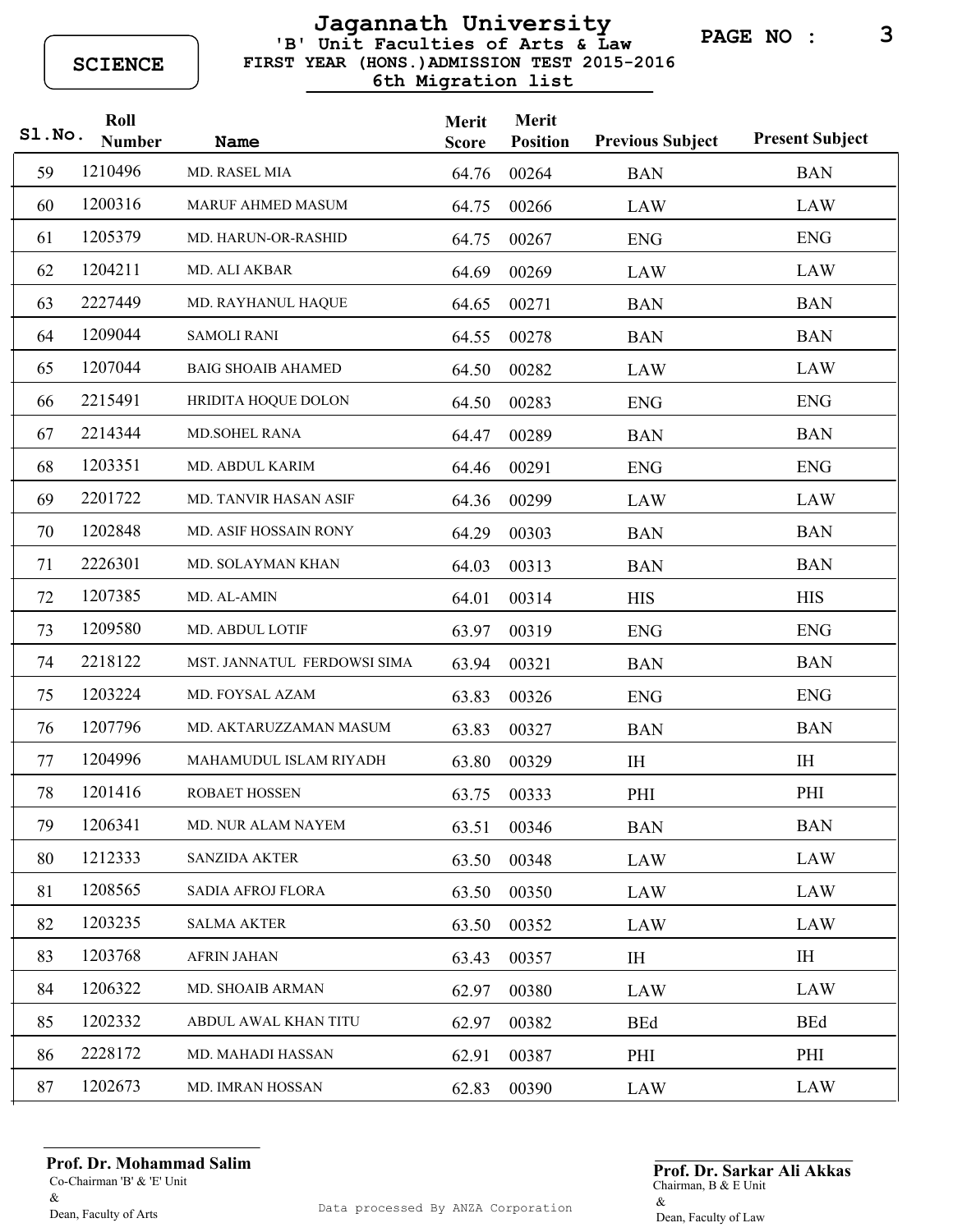SCIENCE

# Jagannath University

## 'B' Unit Faculties of Arts & Law

### FIRST YEAR (HONS.)ADMISSION TEST 2015-2016

### 6th Migration list

| Sl.No. | Roll Number | Name | Merit Score | Merit Position | Previous Subject | Present Subject |
|---|---|---|---|---|---|---|
| 59 | 1210496 | MD. RASEL MIA | 64.76 | 00264 | BAN | BAN |
| 60 | 1200316 | MARUF AHMED MASUM | 64.75 | 00266 | LAW | LAW |
| 61 | 1205379 | MD. HARUN-OR-RASHID | 64.75 | 00267 | ENG | ENG |
| 62 | 1204211 | MD. ALI AKBAR | 64.69 | 00269 | LAW | LAW |
| 63 | 2227449 | MD. RAYHANUL HAQUE | 64.65 | 00271 | BAN | BAN |
| 64 | 1209044 | SAMOLI RANI | 64.55 | 00278 | BAN | BAN |
| 65 | 1207044 | BAIG SHOAIB AHAMED | 64.50 | 00282 | LAW | LAW |
| 66 | 2215491 | HRIDITA HOQUE DOLON | 64.50 | 00283 | ENG | ENG |
| 67 | 2214344 | MD.SOHEL RANA | 64.47 | 00289 | BAN | BAN |
| 68 | 1203351 | MD. ABDUL KARIM | 64.46 | 00291 | ENG | ENG |
| 69 | 2201722 | MD. TANVIR HASAN ASIF | 64.36 | 00299 | LAW | LAW |
| 70 | 1202848 | MD. ASIF HOSSAIN RONY | 64.29 | 00303 | BAN | BAN |
| 71 | 2226301 | MD. SOLAYMAN KHAN | 64.03 | 00313 | BAN | BAN |
| 72 | 1207385 | MD. AL-AMIN | 64.01 | 00314 | HIS | HIS |
| 73 | 1209580 | MD. ABDUL LOTIF | 63.97 | 00319 | ENG | ENG |
| 74 | 2218122 | MST. JANNATUL FERDOWSI SIMA | 63.94 | 00321 | BAN | BAN |
| 75 | 1203224 | MD. FOYSAL AZAM | 63.83 | 00326 | ENG | ENG |
| 76 | 1207796 | MD. AKTARUZZAMAN MASUM | 63.83 | 00327 | BAN | BAN |
| 77 | 1204996 | MAHAMUDUL ISLAM RIYADH | 63.80 | 00329 | IH | IH |
| 78 | 1201416 | ROBAET HOSSEN | 63.75 | 00333 | PHI | PHI |
| 79 | 1206341 | MD. NUR ALAM NAYEM | 63.51 | 00346 | BAN | BAN |
| 80 | 1212333 | SANZIDA AKTER | 63.50 | 00348 | LAW | LAW |
| 81 | 1208565 | SADIA AFROJ FLORA | 63.50 | 00350 | LAW | LAW |
| 82 | 1203235 | SALMA AKTER | 63.50 | 00352 | LAW | LAW |
| 83 | 1203768 | AFRIN JAHAN | 63.43 | 00357 | IH | IH |
| 84 | 1206322 | MD. SHOAIB ARMAN | 62.97 | 00380 | LAW | LAW |
| 85 | 1202332 | ABDUL AWAL KHAN TITU | 62.97 | 00382 | BEd | BEd |
| 86 | 2228172 | MD. MAHADI HASSAN | 62.91 | 00387 | PHI | PHI |
| 87 | 1202673 | MD. IMRAN HOSSAN | 62.83 | 00390 | LAW | LAW |

**Prof. Dr. Mohammad Salim**
Co-Chairman 'B' & 'E' Unit
&
Dean, Faculty of Arts

Data processed By ANZA Corporation

**Prof. Dr. Sarkar Ali Akkas**
Chairman, B & E Unit
&
Dean, Faculty of Law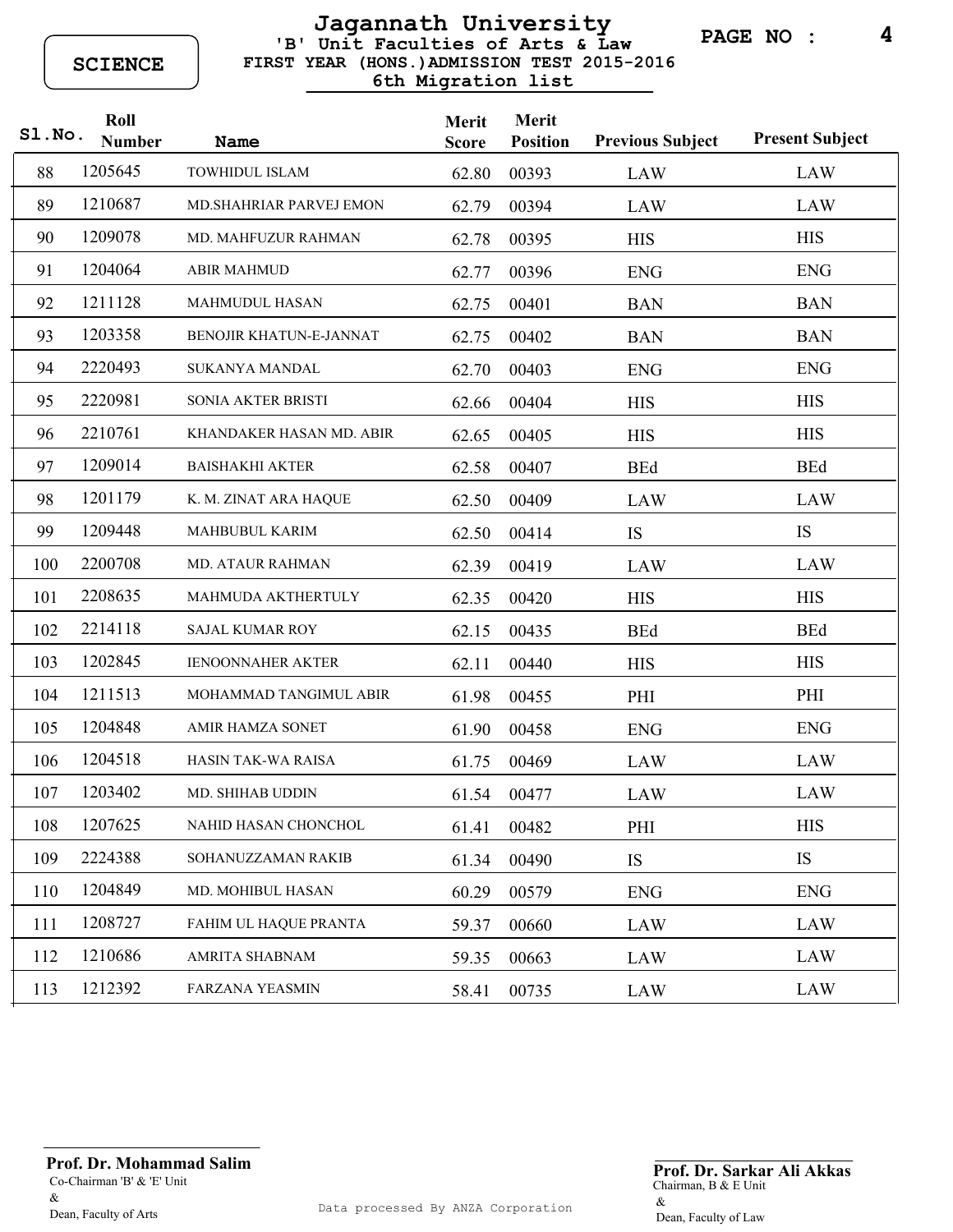SCIENCE

# Jagannath University

## 'B' Unit Faculties of Arts & Law
## FIRST YEAR (HONS.)ADMISSION TEST 2015-2016
## 6th Migration list

| Sl.No. | Roll Number | Name | Merit Score | Merit Position | Previous Subject | Present Subject |
|---|---|---|---|---|---|---|
| 88 | 1205645 | TOWHIDUL ISLAM | 62.80 | 00393 | LAW | LAW |
| 89 | 1210687 | MD.SHAHRIAR PARVEJ EMON | 62.79 | 00394 | LAW | LAW |
| 90 | 1209078 | MD. MAHFUZUR RAHMAN | 62.78 | 00395 | HIS | HIS |
| 91 | 1204064 | ABIR MAHMUD | 62.77 | 00396 | ENG | ENG |
| 92 | 1211128 | MAHMUDUL HASAN | 62.75 | 00401 | BAN | BAN |
| 93 | 1203358 | BENOJIR KHATUN-E-JANNAT | 62.75 | 00402 | BAN | BAN |
| 94 | 2220493 | SUKANYA MANDAL | 62.70 | 00403 | ENG | ENG |
| 95 | 2220981 | SONIA AKTER BRISTI | 62.66 | 00404 | HIS | HIS |
| 96 | 2210761 | KHANDAKER HASAN MD. ABIR | 62.65 | 00405 | HIS | HIS |
| 97 | 1209014 | BAISHAKHI AKTER | 62.58 | 00407 | BEd | BEd |
| 98 | 1201179 | K. M. ZINAT ARA HAQUE | 62.50 | 00409 | LAW | LAW |
| 99 | 1209448 | MAHBUBUL KARIM | 62.50 | 00414 | IS | IS |
| 100 | 2200708 | MD. ATAUR RAHMAN | 62.39 | 00419 | LAW | LAW |
| 101 | 2208635 | MAHMUDA AKTHERTULY | 62.35 | 00420 | HIS | HIS |
| 102 | 2214118 | SAJAL KUMAR ROY | 62.15 | 00435 | BEd | BEd |
| 103 | 1202845 | IENOONNAHER AKTER | 62.11 | 00440 | HIS | HIS |
| 104 | 1211513 | MOHAMMAD TANGIMUL ABIR | 61.98 | 00455 | PHI | PHI |
| 105 | 1204848 | AMIR HAMZA SONET | 61.90 | 00458 | ENG | ENG |
| 106 | 1204518 | HASIN TAK-WA RAISA | 61.75 | 00469 | LAW | LAW |
| 107 | 1203402 | MD. SHIHAB UDDIN | 61.54 | 00477 | LAW | LAW |
| 108 | 1207625 | NAHID HASAN CHONCHOL | 61.41 | 00482 | PHI | HIS |
| 109 | 2224388 | SOHANUZZAMAN RAKIB | 61.34 | 00490 | IS | IS |
| 110 | 1204849 | MD. MOHIBUL HASAN | 60.29 | 00579 | ENG | ENG |
| 111 | 1208727 | FAHIM UL HAQUE PRANTA | 59.37 | 00660 | LAW | LAW |
| 112 | 1210686 | AMRITA SHABNAM | 59.35 | 00663 | LAW | LAW |
| 113 | 1212392 | FARZANA YEASMIN | 58.41 | 00735 | LAW | LAW |

**Prof. Dr. Mohammad Salim**
Co-Chairman 'B' & 'E' Unit
&
Dean, Faculty of Arts

**Prof. Dr. Sarkar Ali Akkas**
Chairman, B & E Unit
&
Dean, Faculty of Law

Data processed By ANZA Corporation